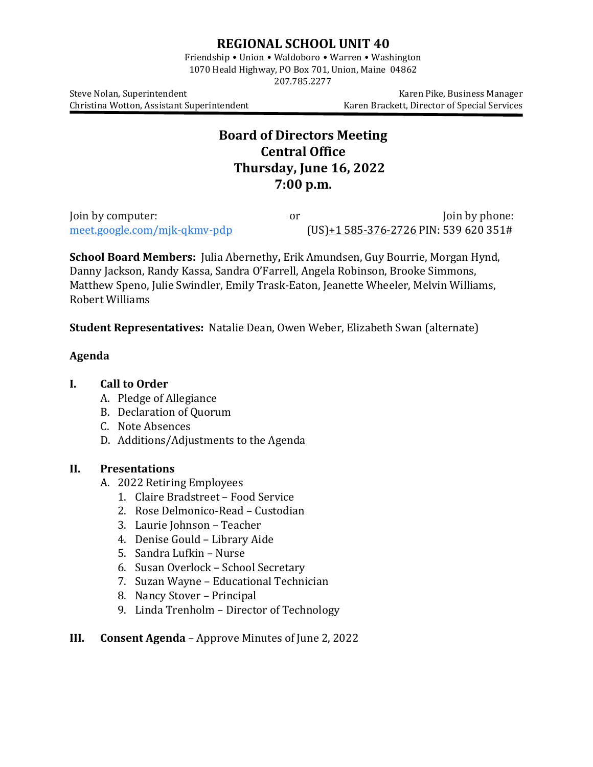# REGIONAL SCHOOL UNIT 40

Friendship • Union • Waldoboro • Warren • Washington
1070 Heald Highway, PO Box 701, Union, Maine 04862
207.785.2277

Steve Nolan, Superintendent
Christina Wotton, Assistant Superintendent

Karen Pike, Business Manager
Karen Brackett, Director of Special Services

## Board of Directors Meeting
## Central Office
## Thursday, June 16, 2022
## 7:00 p.m.

Join by computer: meet.google.com/mjk-qkmv-pdp

or

Join by phone: (US)+1 585-376-2726 PIN: 539 620 351#

**School Board Members:** Julia Abernethy**,** Erik Amundsen, Guy Bourrie, Morgan Hynd, Danny Jackson, Randy Kassa, Sandra O'Farrell, Angela Robinson, Brooke Simmons, Matthew Speno, Julie Swindler, Emily Trask-Eaton, Jeanette Wheeler, Melvin Williams, Robert Williams

**Student Representatives:** Natalie Dean, Owen Weber, Elizabeth Swan (alternate)

**Agenda**

**I. Call to Order**

A. Pledge of Allegiance
B. Declaration of Quorum
C. Note Absences
D. Additions/Adjustments to the Agenda

**II. Presentations**

A. 2022 Retiring Employees
1. Claire Bradstreet – Food Service
2. Rose Delmonico-Read – Custodian
3. Laurie Johnson – Teacher
4. Denise Gould – Library Aide
5. Sandra Lufkin – Nurse
6. Susan Overlock – School Secretary
7. Suzan Wayne – Educational Technician
8. Nancy Stover – Principal
9. Linda Trenholm – Director of Technology

**III. Consent Agenda** – Approve Minutes of June 2, 2022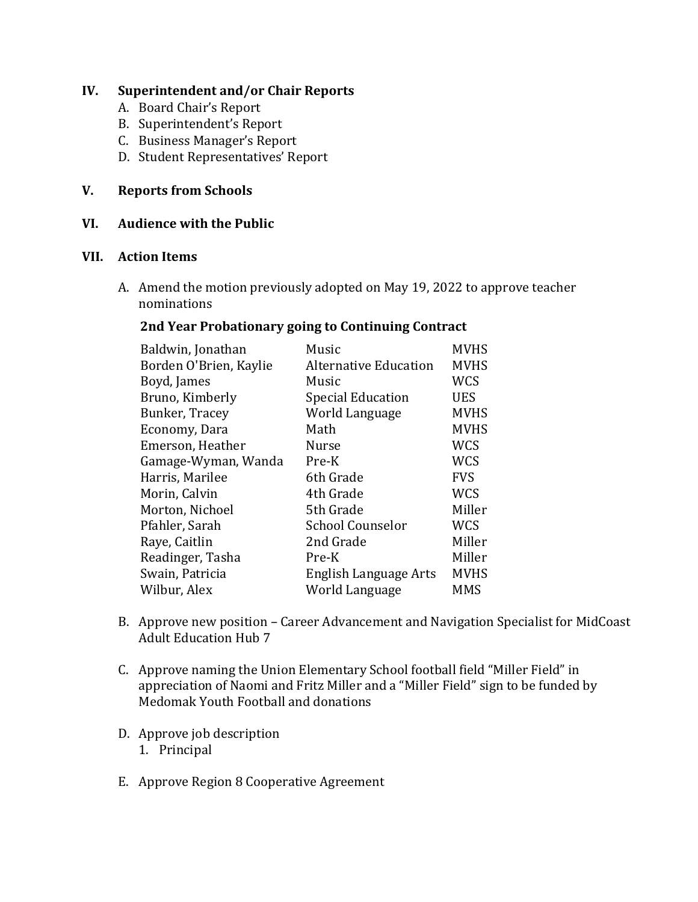## IV. Superintendent and/or Chair Reports

A. Board Chair's Report
B. Superintendent's Report
C. Business Manager's Report
D. Student Representatives' Report

## V. Reports from Schools

## VI. Audience with the Public

## VII. Action Items

A. Amend the motion previously adopted on May 19, 2022 to approve teacher nominations

**2nd Year Probationary going to Continuing Contract**

| | | |
|---|---|---|
| Baldwin, Jonathan | Music | MVHS |
| Borden O'Brien, Kaylie | Alternative Education | MVHS |
| Boyd, James | Music | WCS |
| Bruno, Kimberly | Special Education | UES |
| Bunker, Tracey | World Language | MVHS |
| Economy, Dara | Math | MVHS |
| Emerson, Heather | Nurse | WCS |
| Gamage-Wyman, Wanda | Pre-K | WCS |
| Harris, Marilee | 6th Grade | FVS |
| Morin, Calvin | 4th Grade | WCS |
| Morton, Nichoel | 5th Grade | Miller |
| Pfahler, Sarah | School Counselor | WCS |
| Raye, Caitlin | 2nd Grade | Miller |
| Readinger, Tasha | Pre-K | Miller |
| Swain, Patricia | English Language Arts | MVHS |
| Wilbur, Alex | World Language | MMS |

B. Approve new position – Career Advancement and Navigation Specialist for MidCoast Adult Education Hub 7

C. Approve naming the Union Elementary School football field "Miller Field" in appreciation of Naomi and Fritz Miller and a "Miller Field" sign to be funded by Medomak Youth Football and donations

D. Approve job description
   1. Principal

E. Approve Region 8 Cooperative Agreement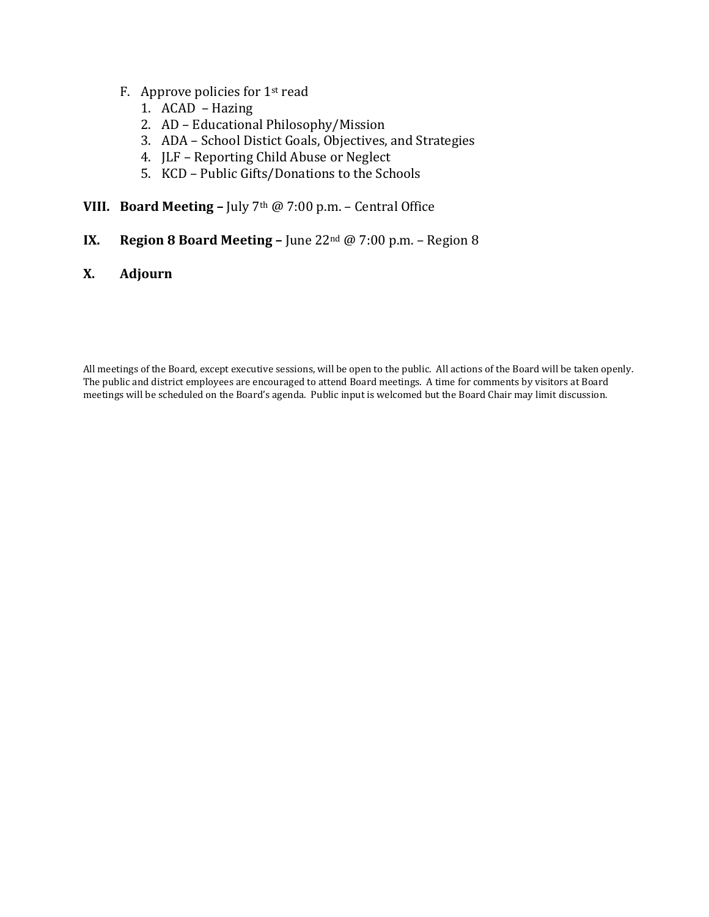F. Approve policies for 1st read
   1. ACAD – Hazing
   2. AD – Educational Philosophy/Mission
   3. ADA – School Distict Goals, Objectives, and Strategies
   4. JLF – Reporting Child Abuse or Neglect
   5. KCD – Public Gifts/Donations to the Schools

**VIII. Board Meeting –** July 7th @ 7:00 p.m. – Central Office

**IX. Region 8 Board Meeting –** June 22nd @ 7:00 p.m. – Region 8

**X. Adjourn**

All meetings of the Board, except executive sessions, will be open to the public. All actions of the Board will be taken openly. The public and district employees are encouraged to attend Board meetings. A time for comments by visitors at Board meetings will be scheduled on the Board's agenda. Public input is welcomed but the Board Chair may limit discussion.